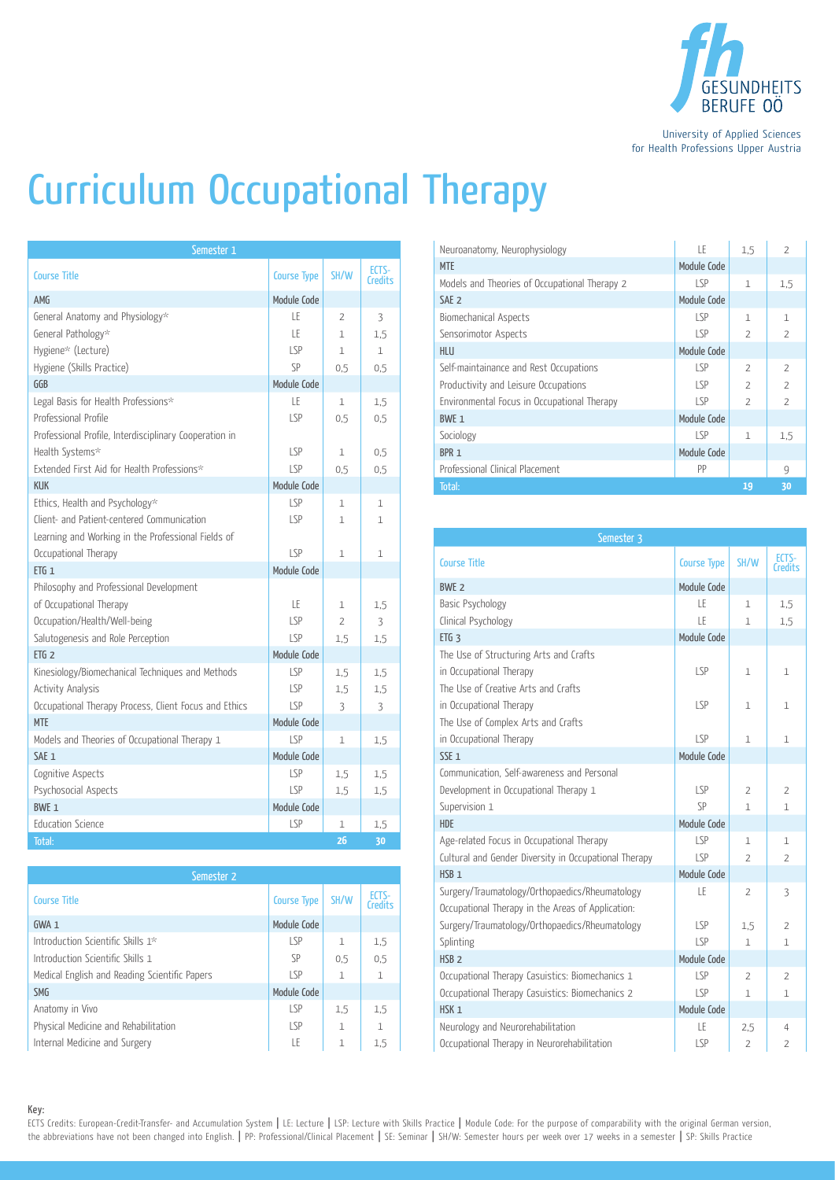University of Applied Sciences
for Health Professions Upper Austria

# Curriculum Occupational Therapy

| Semester 1 | | | |
|---|---|---|---|
| Course Title | Course Type | SH/W | ECTS-Credits |
| AMG | Module Code | | |
| General Anatomy and Physiology* | LE | 2 | 3 |
| General Pathology* | LE | 1 | 1,5 |
| Hygiene* (Lecture) | LSP | 1 | 1 |
| Hygiene (Skills Practice) | SP | 0,5 | 0,5 |
| GGB | Module Code | | |
| Legal Basis for Health Professions* | LE | 1 | 1,5 |
| Professional Profile | LSP | 0,5 | 0,5 |
| Professional Profile, Interdisciplinary Cooperation in Health Systems* | LSP | 1 | 0,5 |
| Extended First Aid for Health Professions* | LSP | 0,5 | 0,5 |
| KUK | Module Code | | |
| Ethics, Health and Psychology* | LSP | 1 | 1 |
| Client- and Patient-centered Communication | LSP | 1 | 1 |
| Learning and Working in the Professional Fields of Occupational Therapy | LSP | 1 | 1 |
| ETG 1 | Module Code | | |
| Philosophy and Professional Development of Occupational Therapy | LE | 1 | 1,5 |
| Occupation/Health/Well-being | LSP | 2 | 3 |
| Salutogenesis and Role Perception | LSP | 1,5 | 1,5 |
| ETG 2 | Module Code | | |
| Kinesiology/Biomechanical Techniques and Methods | LSP | 1,5 | 1,5 |
| Activity Analysis | LSP | 1,5 | 1,5 |
| Occupational Therapy Process, Client Focus and Ethics | LSP | 3 | 3 |
| MTE | Module Code | | |
| Models and Theories of Occupational Therapy 1 | LSP | 1 | 1,5 |
| SAE 1 | Module Code | | |
| Cognitive Aspects | LSP | 1,5 | 1,5 |
| Psychosocial Aspects | LSP | 1,5 | 1,5 |
| BWE 1 | Module Code | | |
| Education Science | LSP | 1 | 1,5 |
| Total: | | 26 | 30 |

| Semester 2 | | | |
|---|---|---|---|
| Course Title | Course Type | SH/W | ECTS-Credits |
| GWA 1 | Module Code | | |
| Introduction Scientific Skills 1* | LSP | 1 | 1,5 |
| Introduction Scientific Skills 1 | SP | 0,5 | 0,5 |
| Medical English and Reading Scientific Papers | LSP | 1 | 1 |
| SMG | Module Code | | |
| Anatomy in Vivo | LSP | 1,5 | 1,5 |
| Physical Medicine and Rehabilitation | LSP | 1 | 1 |
| Internal Medicine and Surgery | LE | 1 | 1,5 |
| Neuroanatomy, Neurophysiology | LE | 1,5 | 2 |
| MTE | Module Code | | |
| Models and Theories of Occupational Therapy 2 | LSP | 1 | 1,5 |
| SAE 2 | Module Code | | |
| Biomechanical Aspects | LSP | 1 | 1 |
| Sensorimotor Aspects | LSP | 2 | 2 |
| HLU | Module Code | | |
| Self-maintainance and Rest Occupations | LSP | 2 | 2 |
| Productivity and Leisure Occupations | LSP | 2 | 2 |
| Environmental Focus in Occupational Therapy | LSP | 2 | 2 |
| BWE 1 | Module Code | | |
| Sociology | LSP | 1 | 1,5 |
| BPR 1 | Module Code | | |
| Professional Clinical Placement | PP | | 9 |
| Total: | | 19 | 30 |

| Semester 3 | | | |
|---|---|---|---|
| Course Title | Course Type | SH/W | ECTS-Credits |
| BWE 2 | Module Code | | |
| Basic Psychology | LE | 1 | 1,5 |
| Clinical Psychology | LE | 1 | 1,5 |
| ETG 3 | Module Code | | |
| The Use of Structuring Arts and Crafts in Occupational Therapy | LSP | 1 | 1 |
| The Use of Creative Arts and Crafts in Occupational Therapy | LSP | 1 | 1 |
| The Use of Complex Arts and Crafts in Occupational Therapy | LSP | 1 | 1 |
| SSE 1 | Module Code | | |
| Communication, Self-awareness and Personal Development in Occupational Therapy 1 | LSP | 2 | 2 |
| Supervision 1 | SP | 1 | 1 |
| HDE | Module Code | | |
| Age-related Focus in Occupational Therapy | LSP | 1 | 1 |
| Cultural and Gender Diversity in Occupational Therapy | LSP | 2 | 2 |
| HSB 1 | Module Code | | |
| Surgery/Traumatology/Orthopaedics/Rheumatology | LE | 2 | 3 |
| Occupational Therapy in the Areas of Application: Surgery/Traumatology/Orthopaedics/Rheumatology | LSP | 1,5 | 2 |
| Splinting | LSP | 1 | 1 |
| HSB 2 | Module Code | | |
| Occupational Therapy Casuistics: Biomechanics 1 | LSP | 2 | 2 |
| Occupational Therapy Casuistics: Biomechanics 2 | LSP | 1 | 1 |
| HSK 1 | Module Code | | |
| Neurology and Neurorehabilitation | LE | 2,5 | 4 |
| Occupational Therapy in Neurorehabilitation | LSP | 2 | 2 |

**Key:**
ECTS Credits: European-Credit-Transfer- and Accumulation System | LE: Lecture | LSP: Lecture with Skills Practice | Module Code: For the purpose of comparability with the original German version, the abbreviations have not been changed into English. | PP: Professional/Clinical Placement | SE: Seminar | SH/W: Semester hours per week over 17 weeks in a semester | SP: Skills Practice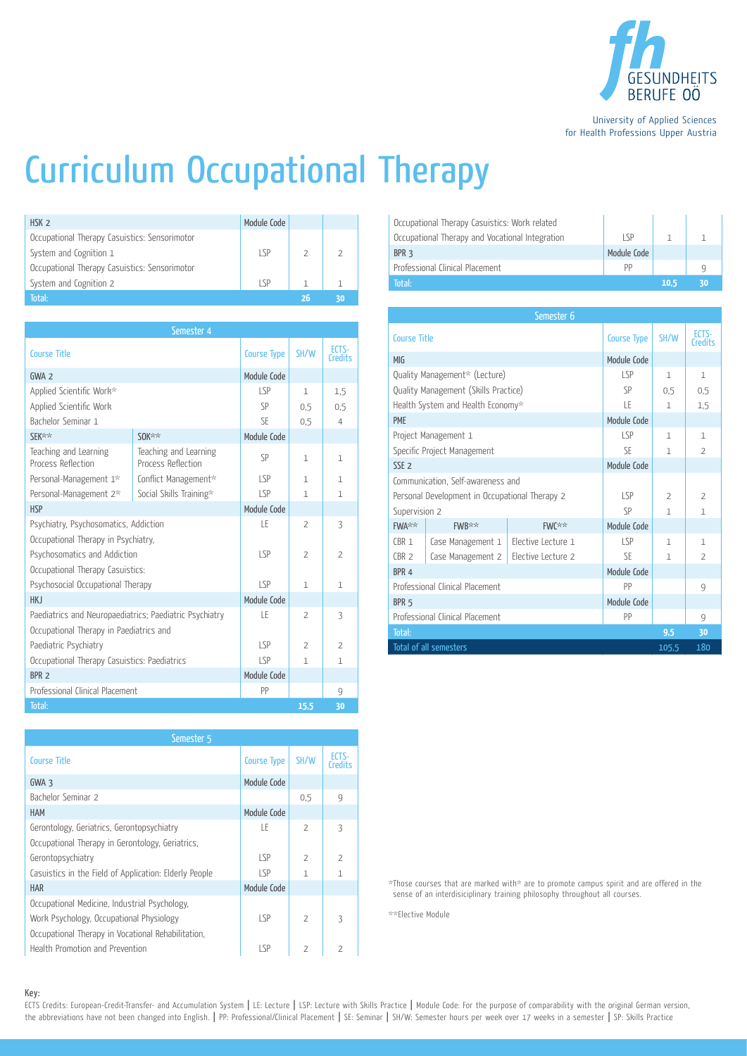University of Applied Sciences for Health Professions Upper Austria

# Curriculum Occupational Therapy

| | | | |
|---|---|---|---|
| HSK 2 | Module Code | | |
| Occupational Therapy Casuistics: Sensorimotor System and Cognition 1 | LSP | 2 | 2 |
| Occupational Therapy Casuistics: Sensorimotor System and Cognition 2 | LSP | 1 | 1 |
| Total: | | 26 | 30 |

## Semester 4

| Course Title | | Course Type | SH/W | ECTS-Credits |
|---|---|---|---|---|
| GWA 2 | | Module Code | | |
| Applied Scientific Work* | | LSP | 1 | 1,5 |
| Applied Scientific Work | | SP | 0,5 | 0,5 |
| Bachelor Seminar 1 | | SE | 0,5 | 4 |
| SEK** | SOK** | Module Code | | |
| Teaching and Learning Process Reflection | Teaching and Learning Process Reflection | SP | 1 | 1 |
| Personal-Management 1* | Conflict Management* | LSP | 1 | 1 |
| Personal-Management 2* | Social Skills Training* | LSP | 1 | 1 |
| HSP | | Module Code | | |
| Psychiatry, Psychosomatics, Addiction | | LE | 2 | 3 |
| Occupational Therapy in Psychiatry, Psychosomatics and Addiction | | LSP | 2 | 2 |
| Occupational Therapy Casuistics: Psychosocial Occupational Therapy | | LSP | 1 | 1 |
| HKJ | | Module Code | | |
| Paediatrics and Neuropaediatrics; Paediatric Psychiatry | | LE | 2 | 3 |
| Occupational Therapy in Paediatrics and Paediatric Psychiatry | | LSP | 2 | 2 |
| Occupational Therapy Casuistics: Paediatrics | | LSP | 1 | 1 |
| BPR 2 | | Module Code | | |
| Professional Clinical Placement | | PP | | 9 |
| Total: | | | 15,5 | 30 |

## Semester 5

| Course Title | Course Type | SH/W | ECTS-Credits |
|---|---|---|---|
| GWA 3 | Module Code | | |
| Bachelor Seminar 2 | | 0,5 | 9 |
| HAM | Module Code | | |
| Gerontology, Geriatrics, Gerontopsychiatry | LE | 2 | 3 |
| Occupational Therapy in Gerontology, Geriatrics, Gerontopsychiatry | LSP | 2 | 2 |
| Casuistics in the Field of Application: Elderly People | LSP | 1 | 1 |
| HAR | Module Code | | |
| Occupational Medicine, Industrial Psychology, Work Psychology, Occupational Physiology | LSP | 2 | 3 |
| Occupational Therapy in Vocational Rehabilitation, Health Promotion and Prevention | LSP | 2 | 2 |
| Occupational Therapy Casuistics: Work related Occupational Therapy and Vocational Integration | LSP | 1 | 1 |
| BPR 3 | Module Code | | |
| Professional Clinical Placement | PP | | 9 |
| Total: | | 10,5 | 30 |

## Semester 6

| Course Title | | | Course Type | SH/W | ECTS-Credits |
|---|---|---|---|---|---|
| MIG | | | Module Code | | |
| Quality Management* (Lecture) | | | LSP | 1 | 1 |
| Quality Management (Skills Practice) | | | SP | 0,5 | 0,5 |
| Health System and Health Economy* | | | LE | 1 | 1,5 |
| PME | | | Module Code | | |
| Project Management 1 | | | LSP | 1 | 1 |
| Specific Project Management | | | SE | 1 | 2 |
| SSE 2 | | | Module Code | | |
| Communication, Self-awareness and Personal Development in Occupational Therapy 2 | | | LSP | 2 | 2 |
| Supervision 2 | | | SP | 1 | 1 |
| FWA** | FWB** | FWC** | Module Code | | |
| CBR 1 | Case Management 1 | Elective Lecture 1 | LSP | 1 | 1 |
| CBR 2 | Case Management 2 | Elective Lecture 2 | SE | 1 | 2 |
| BPR 4 | | | Module Code | | |
| Professional Clinical Placement | | | PP | | 9 |
| BPR 5 | | | Module Code | | |
| Professional Clinical Placement | | | PP | | 9 |
| Total: | | | | 9,5 | 30 |
| Total of all semesters | | | | 105,5 | 180 |

*Those courses that are marked with* are to promote campus spirit and are offered in the sense of an interdisiciplinary training philosophy throughout all courses.

**Elective Module

**Key:**
ECTS Credits: European-Credit-Transfer- and Accumulation System | LE: Lecture | LSP: Lecture with Skills Practice | Module Code: For the purpose of comparability with the original German version, the abbreviations have not been changed into English. | PP: Professional/Clinical Placement | SE: Seminar | SH/W: Semester hours per week over 17 weeks in a semester | SP: Skills Practice